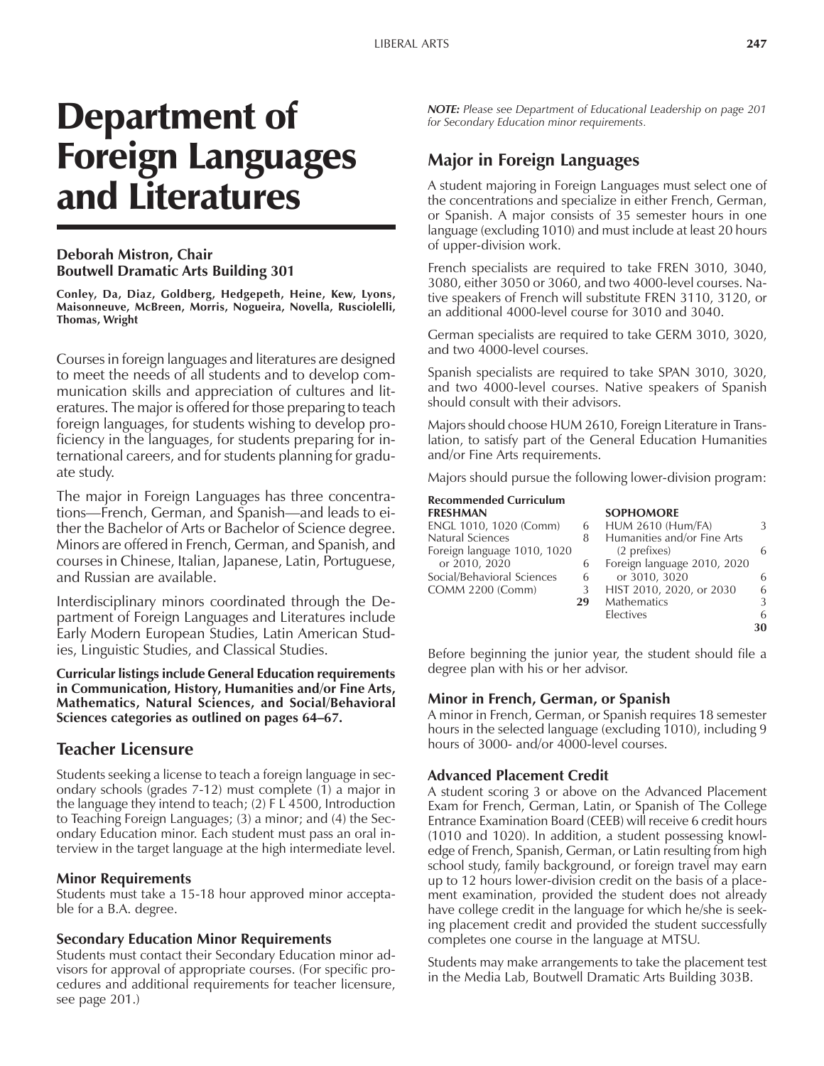# Department of Foreign Languages and Literatures

**Deborah Mistron, Chair**
**Boutwell Dramatic Arts Building 301**

**Conley, Da, Diaz, Goldberg, Hedgepeth, Heine, Kew, Lyons, Maisonneuve, McBreen, Morris, Nogueira, Novella, Rusciolelli, Thomas, Wright**

Courses in foreign languages and literatures are designed to meet the needs of all students and to develop communication skills and appreciation of cultures and literatures. The major is offered for those preparing to teach foreign languages, for students wishing to develop proficiency in the languages, for students preparing for international careers, and for students planning for graduate study.

The major in Foreign Languages has three concentrations—French, German, and Spanish—and leads to either the Bachelor of Arts or Bachelor of Science degree. Minors are offered in French, German, and Spanish, and courses in Chinese, Italian, Japanese, Latin, Portuguese, and Russian are available.

Interdisciplinary minors coordinated through the Department of Foreign Languages and Literatures include Early Modern European Studies, Latin American Studies, Linguistic Studies, and Classical Studies.

**Curricular listings include General Education requirements in Communication, History, Humanities and/or Fine Arts, Mathematics, Natural Sciences, and Social/Behavioral Sciences categories as outlined on pages 64–67.**

## Teacher Licensure

Students seeking a license to teach a foreign language in secondary schools (grades 7-12) must complete (1) a major in the language they intend to teach; (2) F L 4500, Introduction to Teaching Foreign Languages; (3) a minor; and (4) the Secondary Education minor. Each student must pass an oral interview in the target language at the high intermediate level.

### Minor Requirements

Students must take a 15-18 hour approved minor acceptable for a B.A. degree.

### Secondary Education Minor Requirements

Students must contact their Secondary Education minor advisors for approval of appropriate courses. (For specific procedures and additional requirements for teacher licensure, see page 201.)

***NOTE:*** *Please see Department of Educational Leadership on page 201 for Secondary Education minor requirements.*

## Major in Foreign Languages

A student majoring in Foreign Languages must select one of the concentrations and specialize in either French, German, or Spanish. A major consists of 35 semester hours in one language (excluding 1010) and must include at least 20 hours of upper-division work.

French specialists are required to take FREN 3010, 3040, 3080, either 3050 or 3060, and two 4000-level courses. Native speakers of French will substitute FREN 3110, 3120, or an additional 4000-level course for 3010 and 3040.

German specialists are required to take GERM 3010, 3020, and two 4000-level courses.

Spanish specialists are required to take SPAN 3010, 3020, and two 4000-level courses. Native speakers of Spanish should consult with their advisors.

Majors should choose HUM 2610, Foreign Literature in Translation, to satisfy part of the General Education Humanities and/or Fine Arts requirements.

Majors should pursue the following lower-division program:

**Recommended Curriculum**

| FRESHMAN | | SOPHOMORE | |
|---|---|---|---|
| ENGL 1010, 1020 (Comm) | 6 | HUM 2610 (Hum/FA) | 3 |
| Natural Sciences | 8 | Humanities and/or Fine Arts (2 prefixes) | 6 |
| Foreign language 1010, 1020 or 2010, 2020 | 6 | Foreign language 2010, 2020 or 3010, 3020 | 6 |
| Social/Behavioral Sciences | 6 | HIST 2010, 2020, or 2030 | 6 |
| COMM 2200 (Comm) | 3 | Mathematics | 3 |
| | **29** | Electives | 6 |
| | | | **30** |

Before beginning the junior year, the student should file a degree plan with his or her advisor.

### Minor in French, German, or Spanish

A minor in French, German, or Spanish requires 18 semester hours in the selected language (excluding 1010), including 9 hours of 3000- and/or 4000-level courses.

### Advanced Placement Credit

A student scoring 3 or above on the Advanced Placement Exam for French, German, Latin, or Spanish of The College Entrance Examination Board (CEEB) will receive 6 credit hours (1010 and 1020). In addition, a student possessing knowledge of French, Spanish, German, or Latin resulting from high school study, family background, or foreign travel may earn up to 12 hours lower-division credit on the basis of a placement examination, provided the student does not already have college credit in the language for which he/she is seeking placement credit and provided the student successfully completes one course in the language at MTSU.

Students may make arrangements to take the placement test in the Media Lab, Boutwell Dramatic Arts Building 303B.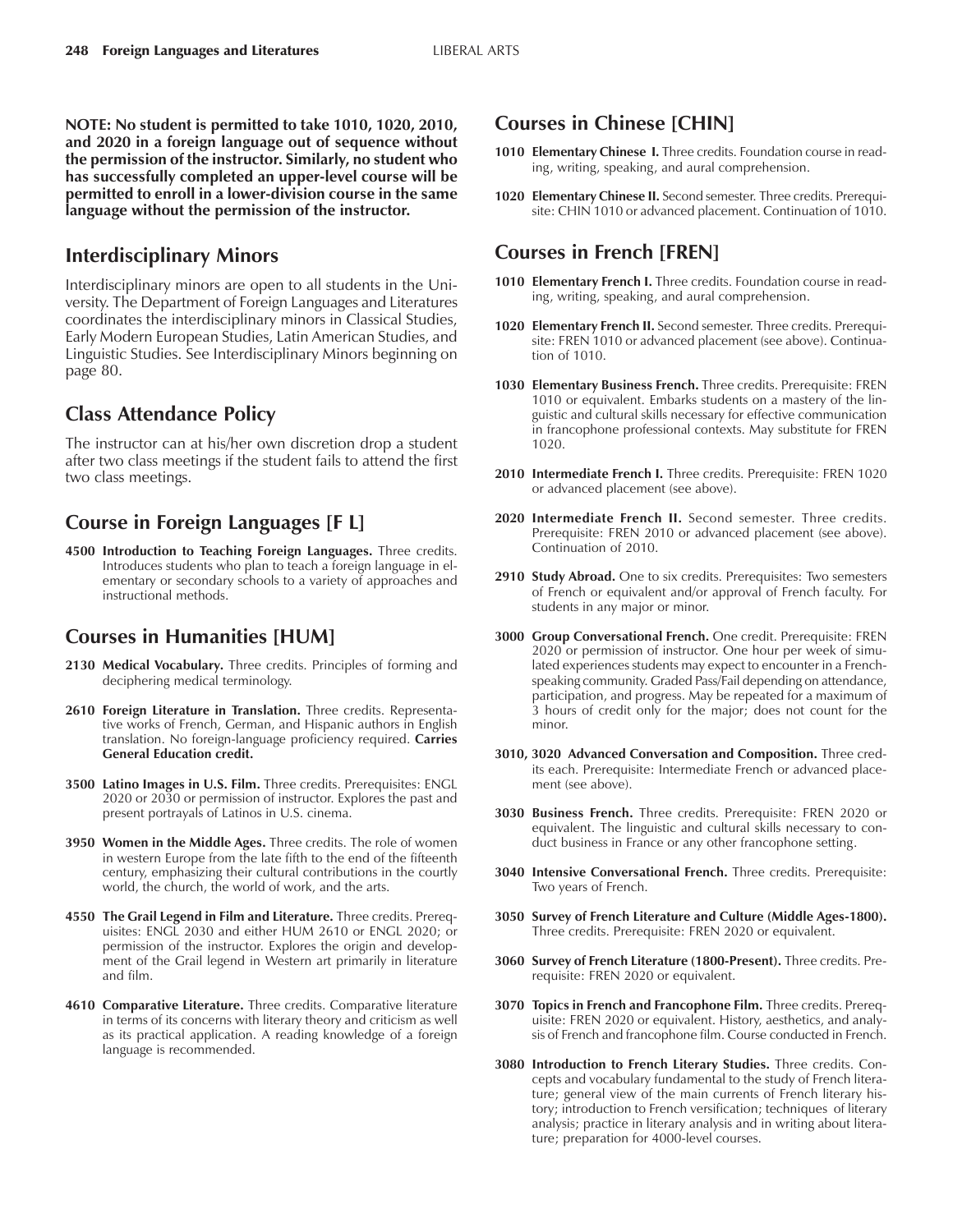**NOTE: No student is permitted to take 1010, 1020, 2010, and 2020 in a foreign language out of sequence without the permission of the instructor. Similarly, no student who has successfully completed an upper-level course will be permitted to enroll in a lower-division course in the same language without the permission of the instructor.**

## Interdisciplinary Minors

Interdisciplinary minors are open to all students in the University. The Department of Foreign Languages and Literatures coordinates the interdisciplinary minors in Classical Studies, Early Modern European Studies, Latin American Studies, and Linguistic Studies. See Interdisciplinary Minors beginning on page 80.

## Class Attendance Policy

The instructor can at his/her own discretion drop a student after two class meetings if the student fails to attend the first two class meetings.

## Course in Foreign Languages [F L]

**4500 Introduction to Teaching Foreign Languages.** Three credits. Introduces students who plan to teach a foreign language in elementary or secondary schools to a variety of approaches and instructional methods.

## Courses in Humanities [HUM]

**2130 Medical Vocabulary.** Three credits. Principles of forming and deciphering medical terminology.

**2610 Foreign Literature in Translation.** Three credits. Representative works of French, German, and Hispanic authors in English translation. No foreign-language proficiency required. **Carries General Education credit.**

**3500 Latino Images in U.S. Film.** Three credits. Prerequisites: ENGL 2020 or 2030 or permission of instructor. Explores the past and present portrayals of Latinos in U.S. cinema.

**3950 Women in the Middle Ages.** Three credits. The role of women in western Europe from the late fifth to the end of the fifteenth century, emphasizing their cultural contributions in the courtly world, the church, the world of work, and the arts.

**4550 The Grail Legend in Film and Literature.** Three credits. Prerequisites: ENGL 2030 and either HUM 2610 or ENGL 2020; or permission of the instructor. Explores the origin and development of the Grail legend in Western art primarily in literature and film.

**4610 Comparative Literature.** Three credits. Comparative literature in terms of its concerns with literary theory and criticism as well as its practical application. A reading knowledge of a foreign language is recommended.

## Courses in Chinese [CHIN]

**1010 Elementary Chinese I.** Three credits. Foundation course in reading, writing, speaking, and aural comprehension.

**1020 Elementary Chinese II.** Second semester. Three credits. Prerequisite: CHIN 1010 or advanced placement. Continuation of 1010.

## Courses in French [FREN]

**1010 Elementary French I.** Three credits. Foundation course in reading, writing, speaking, and aural comprehension.

**1020 Elementary French II.** Second semester. Three credits. Prerequisite: FREN 1010 or advanced placement (see above). Continuation of 1010.

**1030 Elementary Business French.** Three credits. Prerequisite: FREN 1010 or equivalent. Embarks students on a mastery of the linguistic and cultural skills necessary for effective communication in francophone professional contexts. May substitute for FREN 1020.

**2010 Intermediate French I.** Three credits. Prerequisite: FREN 1020 or advanced placement (see above).

**2020 Intermediate French II.** Second semester. Three credits. Prerequisite: FREN 2010 or advanced placement (see above). Continuation of 2010.

**2910 Study Abroad.** One to six credits. Prerequisites: Two semesters of French or equivalent and/or approval of French faculty. For students in any major or minor.

**3000 Group Conversational French.** One credit. Prerequisite: FREN 2020 or permission of instructor. One hour per week of simulated experiences students may expect to encounter in a French-speaking community. Graded Pass/Fail depending on attendance, participation, and progress. May be repeated for a maximum of 3 hours of credit only for the major; does not count for the minor.

**3010, 3020 Advanced Conversation and Composition.** Three credits each. Prerequisite: Intermediate French or advanced placement (see above).

**3030 Business French.** Three credits. Prerequisite: FREN 2020 or equivalent. The linguistic and cultural skills necessary to conduct business in France or any other francophone setting.

**3040 Intensive Conversational French.** Three credits. Prerequisite: Two years of French.

**3050 Survey of French Literature and Culture (Middle Ages-1800).** Three credits. Prerequisite: FREN 2020 or equivalent.

**3060 Survey of French Literature (1800-Present).** Three credits. Prerequisite: FREN 2020 or equivalent.

**3070 Topics in French and Francophone Film.** Three credits. Prerequisite: FREN 2020 or equivalent. History, aesthetics, and analysis of French and francophone film. Course conducted in French.

**3080 Introduction to French Literary Studies.** Three credits. Concepts and vocabulary fundamental to the study of French literature; general view of the main currents of French literary history; introduction to French versification; techniques of literary analysis; practice in literary analysis and in writing about literature; preparation for 4000-level courses.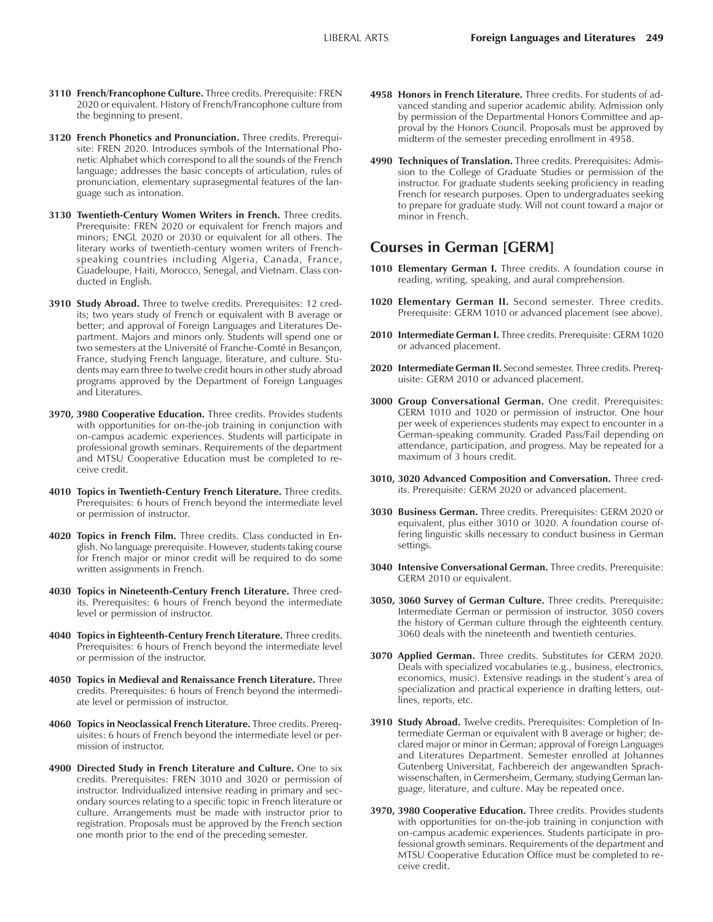**3110 French/Francophone Culture.** Three credits. Prerequisite: FREN 2020 or equivalent. History of French/Francophone culture from the beginning to present.

**3120 French Phonetics and Pronunciation.** Three credits. Prerequisite: FREN 2020. Introduces symbols of the International Phonetic Alphabet which correspond to all the sounds of the French language; addresses the basic concepts of articulation, rules of pronunciation, elementary suprasegmental features of the language such as intonation.

**3130 Twentieth-Century Women Writers in French.** Three credits. Prerequisite: FREN 2020 or equivalent for French majors and minors; ENGL 2020 or 2030 or equivalent for all others. The literary works of twentieth-century women writers of French-speaking countries including Algeria, Canada, France, Guadeloupe, Haiti, Morocco, Senegal, and Vietnam. Class conducted in English.

**3910 Study Abroad.** Three to twelve credits. Prerequisites: 12 credits; two years study of French or equivalent with B average or better; and approval of Foreign Languages and Literatures Department. Majors and minors only. Students will spend one or two semesters at the Université of Franche-Comté in Besançon, France, studying French language, literature, and culture. Students may earn three to twelve credit hours in other study abroad programs approved by the Department of Foreign Languages and Literatures.

**3970, 3980 Cooperative Education.** Three credits. Provides students with opportunities for on-the-job training in conjunction with on-campus academic experiences. Students will participate in professional growth seminars. Requirements of the department and MTSU Cooperative Education must be completed to receive credit.

**4010 Topics in Twentieth-Century French Literature.** Three credits. Prerequisites: 6 hours of French beyond the intermediate level or permission of instructor.

**4020 Topics in French Film.** Three credits. Class conducted in English. No language prerequisite. However, students taking course for French major or minor credit will be required to do some written assignments in French.

**4030 Topics in Nineteenth-Century French Literature.** Three credits. Prerequisites: 6 hours of French beyond the intermediate level or permission of instructor.

**4040 Topics in Eighteenth-Century French Literature.** Three credits. Prerequisites: 6 hours of French beyond the intermediate level or permission of the instructor.

**4050 Topics in Medieval and Renaissance French Literature.** Three credits. Prerequisites: 6 hours of French beyond the intermediate level or permission of instructor.

**4060 Topics in Neoclassical French Literature.** Three credits. Prerequisites: 6 hours of French beyond the intermediate level or permission of instructor.

**4900 Directed Study in French Literature and Culture.** One to six credits. Prerequisites: FREN 3010 and 3020 or permission of instructor. Individualized intensive reading in primary and secondary sources relating to a specific topic in French literature or culture. Arrangements must be made with instructor prior to registration. Proposals must be approved by the French section one month prior to the end of the preceding semester.

**4958 Honors in French Literature.** Three credits. For students of advanced standing and superior academic ability. Admission only by permission of the Departmental Honors Committee and approval by the Honors Council. Proposals must be approved by midterm of the semester preceding enrollment in 4958.

**4990 Techniques of Translation.** Three credits. Prerequisites: Admission to the College of Graduate Studies or permission of the instructor. For graduate students seeking proficiency in reading French for research purposes. Open to undergraduates seeking to prepare for graduate study. Will not count toward a major or minor in French.

## Courses in German [GERM]

**1010 Elementary German I.** Three credits. A foundation course in reading, writing, speaking, and aural comprehension.

**1020 Elementary German II.** Second semester. Three credits. Prerequisite: GERM 1010 or advanced placement (see above).

**2010 Intermediate German I.** Three credits. Prerequisite: GERM 1020 or advanced placement.

**2020 Intermediate German II.** Second semester. Three credits. Prerequisite: GERM 2010 or advanced placement.

**3000 Group Conversational German.** One credit. Prerequisites: GERM 1010 and 1020 or permission of instructor. One hour per week of experiences students may expect to encounter in a German-speaking community. Graded Pass/Fail depending on attendance, participation, and progress. May be repeated for a maximum of 3 hours credit.

**3010, 3020 Advanced Composition and Conversation.** Three credits. Prerequisite: GERM 2020 or advanced placement.

**3030 Business German.** Three credits. Prerequisites: GERM 2020 or equivalent, plus either 3010 or 3020. A foundation course offering linguistic skills necessary to conduct business in German settings.

**3040 Intensive Conversational German.** Three credits. Prerequisite: GERM 2010 or equivalent.

**3050, 3060 Survey of German Culture.** Three credits. Prerequisite: Intermediate German or permission of instructor. 3050 covers the history of German culture through the eighteenth century. 3060 deals with the nineteenth and twentieth centuries.

**3070 Applied German.** Three credits. Substitutes for GERM 2020. Deals with specialized vocabularies (e.g., business, electronics, economics, music). Extensive readings in the student's area of specialization and practical experience in drafting letters, outlines, reports, etc.

**3910 Study Abroad.** Twelve credits. Prerequisites: Completion of Intermediate German or equivalent with B average or higher; declared major or minor in German; approval of Foreign Languages and Literatures Department. Semester enrolled at Johannes Gutenberg Universitat, Fachbereich der angewandten Sprachwissenschaften, in Germersheim, Germany, studying German language, literature, and culture. May be repeated once.

**3970, 3980 Cooperative Education.** Three credits. Provides students with opportunities for on-the-job training in conjunction with on-campus academic experiences. Students participate in professional growth seminars. Requirements of the department and MTSU Cooperative Education Office must be completed to receive credit.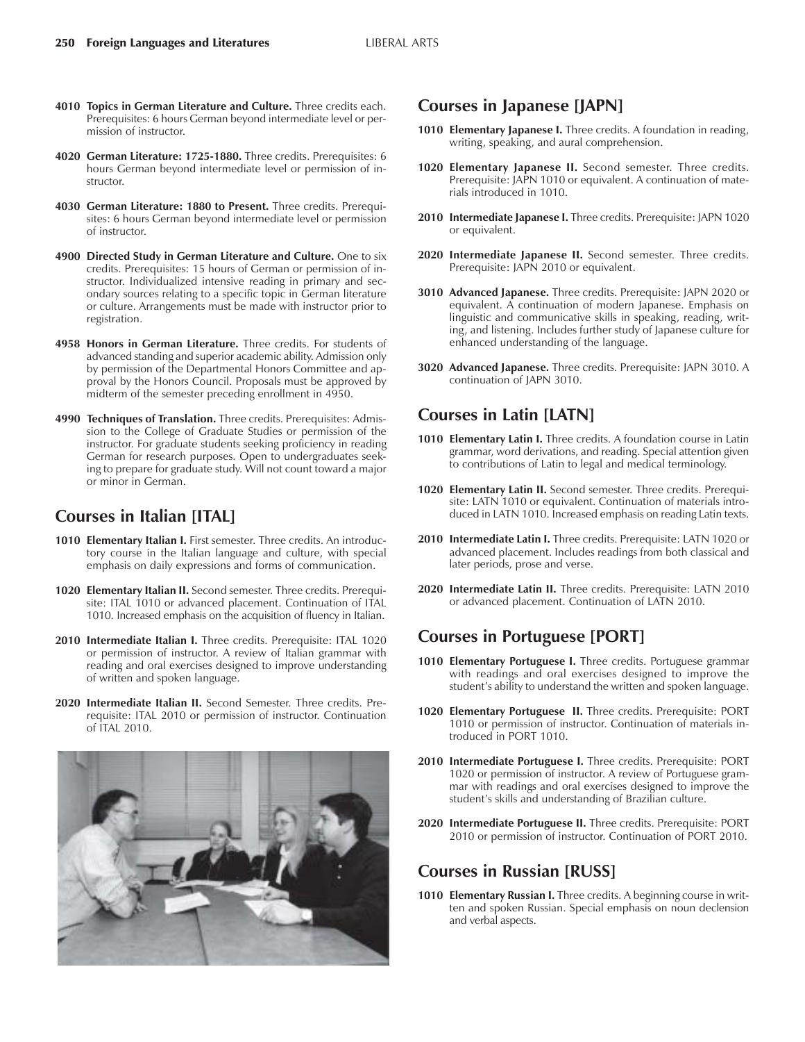**4010 Topics in German Literature and Culture.** Three credits each. Prerequisites: 6 hours German beyond intermediate level or permission of instructor.

**4020 German Literature: 1725-1880.** Three credits. Prerequisites: 6 hours German beyond intermediate level or permission of instructor.

**4030 German Literature: 1880 to Present.** Three credits. Prerequisites: 6 hours German beyond intermediate level or permission of instructor.

**4900 Directed Study in German Literature and Culture.** One to six credits. Prerequisites: 15 hours of German or permission of instructor. Individualized intensive reading in primary and secondary sources relating to a specific topic in German literature or culture. Arrangements must be made with instructor prior to registration.

**4958 Honors in German Literature.** Three credits. For students of advanced standing and superior academic ability. Admission only by permission of the Departmental Honors Committee and approval by the Honors Council. Proposals must be approved by midterm of the semester preceding enrollment in 4950.

**4990 Techniques of Translation.** Three credits. Prerequisites: Admission to the College of Graduate Studies or permission of the instructor. For graduate students seeking proficiency in reading German for research purposes. Open to undergraduates seeking to prepare for graduate study. Will not count toward a major or minor in German.

## Courses in Italian [ITAL]

**1010 Elementary Italian I.** First semester. Three credits. An introductory course in the Italian language and culture, with special emphasis on daily expressions and forms of communication.

**1020 Elementary Italian II.** Second semester. Three credits. Prerequisite: ITAL 1010 or advanced placement. Continuation of ITAL 1010. Increased emphasis on the acquisition of fluency in Italian.

**2010 Intermediate Italian I.** Three credits. Prerequisite: ITAL 1020 or permission of instructor. A review of Italian grammar with reading and oral exercises designed to improve understanding of written and spoken language.

**2020 Intermediate Italian II.** Second Semester. Three credits. Prerequisite: ITAL 2010 or permission of instructor. Continuation of ITAL 2010.

## Courses in Japanese [JAPN]

**1010 Elementary Japanese I.** Three credits. A foundation in reading, writing, speaking, and aural comprehension.

**1020 Elementary Japanese II.** Second semester. Three credits. Prerequisite: JAPN 1010 or equivalent. A continuation of materials introduced in 1010.

**2010 Intermediate Japanese I.** Three credits. Prerequisite: JAPN 1020 or equivalent.

**2020 Intermediate Japanese II.** Second semester. Three credits. Prerequisite: JAPN 2010 or equivalent.

**3010 Advanced Japanese.** Three credits. Prerequisite: JAPN 2020 or equivalent. A continuation of modern Japanese. Emphasis on linguistic and communicative skills in speaking, reading, writing, and listening. Includes further study of Japanese culture for enhanced understanding of the language.

**3020 Advanced Japanese.** Three credits. Prerequisite: JAPN 3010. A continuation of JAPN 3010.

## Courses in Latin [LATN]

**1010 Elementary Latin I.** Three credits. A foundation course in Latin grammar, word derivations, and reading. Special attention given to contributions of Latin to legal and medical terminology.

**1020 Elementary Latin II.** Second semester. Three credits. Prerequisite: LATN 1010 or equivalent. Continuation of materials introduced in LATN 1010. Increased emphasis on reading Latin texts.

**2010 Intermediate Latin I.** Three credits. Prerequisite: LATN 1020 or advanced placement. Includes readings from both classical and later periods, prose and verse.

**2020 Intermediate Latin II.** Three credits. Prerequisite: LATN 2010 or advanced placement. Continuation of LATN 2010.

## Courses in Portuguese [PORT]

**1010 Elementary Portuguese I.** Three credits. Portuguese grammar with readings and oral exercises designed to improve the student's ability to understand the written and spoken language.

**1020 Elementary Portuguese II.** Three credits. Prerequisite: PORT 1010 or permission of instructor. Continuation of materials introduced in PORT 1010.

**2010 Intermediate Portuguese I.** Three credits. Prerequisite: PORT 1020 or permission of instructor. A review of Portuguese grammar with readings and oral exercises designed to improve the student's skills and understanding of Brazilian culture.

**2020 Intermediate Portuguese II.** Three credits. Prerequisite: PORT 2010 or permission of instructor. Continuation of PORT 2010.

## Courses in Russian [RUSS]

**1010 Elementary Russian I.** Three credits. A beginning course in written and spoken Russian. Special emphasis on noun declension and verbal aspects.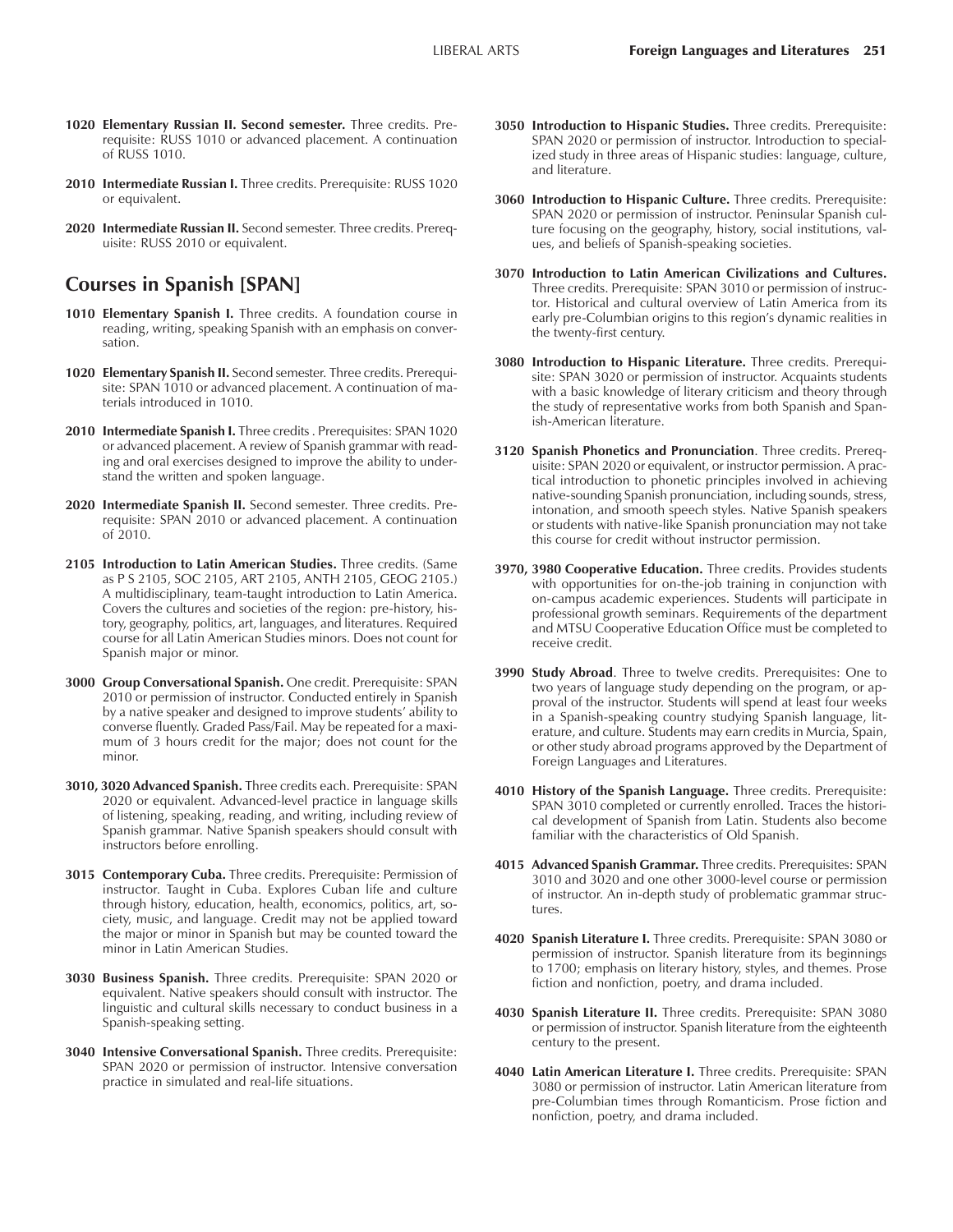**1020 Elementary Russian II. Second semester.** Three credits. Prerequisite: RUSS 1010 or advanced placement. A continuation of RUSS 1010.

**2010 Intermediate Russian I.** Three credits. Prerequisite: RUSS 1020 or equivalent.

**2020 Intermediate Russian II.** Second semester. Three credits. Prerequisite: RUSS 2010 or equivalent.

## Courses in Spanish [SPAN]

**1010 Elementary Spanish I.** Three credits. A foundation course in reading, writing, speaking Spanish with an emphasis on conversation.

**1020 Elementary Spanish II.** Second semester. Three credits. Prerequisite: SPAN 1010 or advanced placement. A continuation of materials introduced in 1010.

**2010 Intermediate Spanish I.** Three credits . Prerequisites: SPAN 1020 or advanced placement. A review of Spanish grammar with reading and oral exercises designed to improve the ability to understand the written and spoken language.

**2020 Intermediate Spanish II.** Second semester. Three credits. Prerequisite: SPAN 2010 or advanced placement. A continuation of 2010.

**2105 Introduction to Latin American Studies.** Three credits. (Same as P S 2105, SOC 2105, ART 2105, ANTH 2105, GEOG 2105.) A multidisciplinary, team-taught introduction to Latin America. Covers the cultures and societies of the region: pre-history, history, geography, politics, art, languages, and literatures. Required course for all Latin American Studies minors. Does not count for Spanish major or minor.

**3000 Group Conversational Spanish.** One credit. Prerequisite: SPAN 2010 or permission of instructor. Conducted entirely in Spanish by a native speaker and designed to improve students' ability to converse fluently. Graded Pass/Fail. May be repeated for a maximum of 3 hours credit for the major; does not count for the minor.

**3010, 3020 Advanced Spanish.** Three credits each. Prerequisite: SPAN 2020 or equivalent. Advanced-level practice in language skills of listening, speaking, reading, and writing, including review of Spanish grammar. Native Spanish speakers should consult with instructors before enrolling.

**3015 Contemporary Cuba.** Three credits. Prerequisite: Permission of instructor. Taught in Cuba. Explores Cuban life and culture through history, education, health, economics, politics, art, society, music, and language. Credit may not be applied toward the major or minor in Spanish but may be counted toward the minor in Latin American Studies.

**3030 Business Spanish.** Three credits. Prerequisite: SPAN 2020 or equivalent. Native speakers should consult with instructor. The linguistic and cultural skills necessary to conduct business in a Spanish-speaking setting.

**3040 Intensive Conversational Spanish.** Three credits. Prerequisite: SPAN 2020 or permission of instructor. Intensive conversation practice in simulated and real-life situations.

**3050 Introduction to Hispanic Studies.** Three credits. Prerequisite: SPAN 2020 or permission of instructor. Introduction to specialized study in three areas of Hispanic studies: language, culture, and literature.

**3060 Introduction to Hispanic Culture.** Three credits. Prerequisite: SPAN 2020 or permission of instructor. Peninsular Spanish culture focusing on the geography, history, social institutions, values, and beliefs of Spanish-speaking societies.

**3070 Introduction to Latin American Civilizations and Cultures.** Three credits. Prerequisite: SPAN 3010 or permission of instructor. Historical and cultural overview of Latin America from its early pre-Columbian origins to this region's dynamic realities in the twenty-first century.

**3080 Introduction to Hispanic Literature.** Three credits. Prerequisite: SPAN 3020 or permission of instructor. Acquaints students with a basic knowledge of literary criticism and theory through the study of representative works from both Spanish and Spanish-American literature.

**3120 Spanish Phonetics and Pronunciation**. Three credits. Prerequisite: SPAN 2020 or equivalent, or instructor permission. A practical introduction to phonetic principles involved in achieving native-sounding Spanish pronunciation, including sounds, stress, intonation, and smooth speech styles. Native Spanish speakers or students with native-like Spanish pronunciation may not take this course for credit without instructor permission.

**3970, 3980 Cooperative Education.** Three credits. Provides students with opportunities for on-the-job training in conjunction with on-campus academic experiences. Students will participate in professional growth seminars. Requirements of the department and MTSU Cooperative Education Office must be completed to receive credit.

**3990 Study Abroad**. Three to twelve credits. Prerequisites: One to two years of language study depending on the program, or approval of the instructor. Students will spend at least four weeks in a Spanish-speaking country studying Spanish language, literature, and culture. Students may earn credits in Murcia, Spain, or other study abroad programs approved by the Department of Foreign Languages and Literatures.

**4010 History of the Spanish Language.** Three credits. Prerequisite: SPAN 3010 completed or currently enrolled. Traces the historical development of Spanish from Latin. Students also become familiar with the characteristics of Old Spanish.

**4015 Advanced Spanish Grammar.** Three credits. Prerequisites: SPAN 3010 and 3020 and one other 3000-level course or permission of instructor. An in-depth study of problematic grammar structures.

**4020 Spanish Literature I.** Three credits. Prerequisite: SPAN 3080 or permission of instructor. Spanish literature from its beginnings to 1700; emphasis on literary history, styles, and themes. Prose fiction and nonfiction, poetry, and drama included.

**4030 Spanish Literature II.** Three credits. Prerequisite: SPAN 3080 or permission of instructor. Spanish literature from the eighteenth century to the present.

**4040 Latin American Literature I.** Three credits. Prerequisite: SPAN 3080 or permission of instructor. Latin American literature from pre-Columbian times through Romanticism. Prose fiction and nonfiction, poetry, and drama included.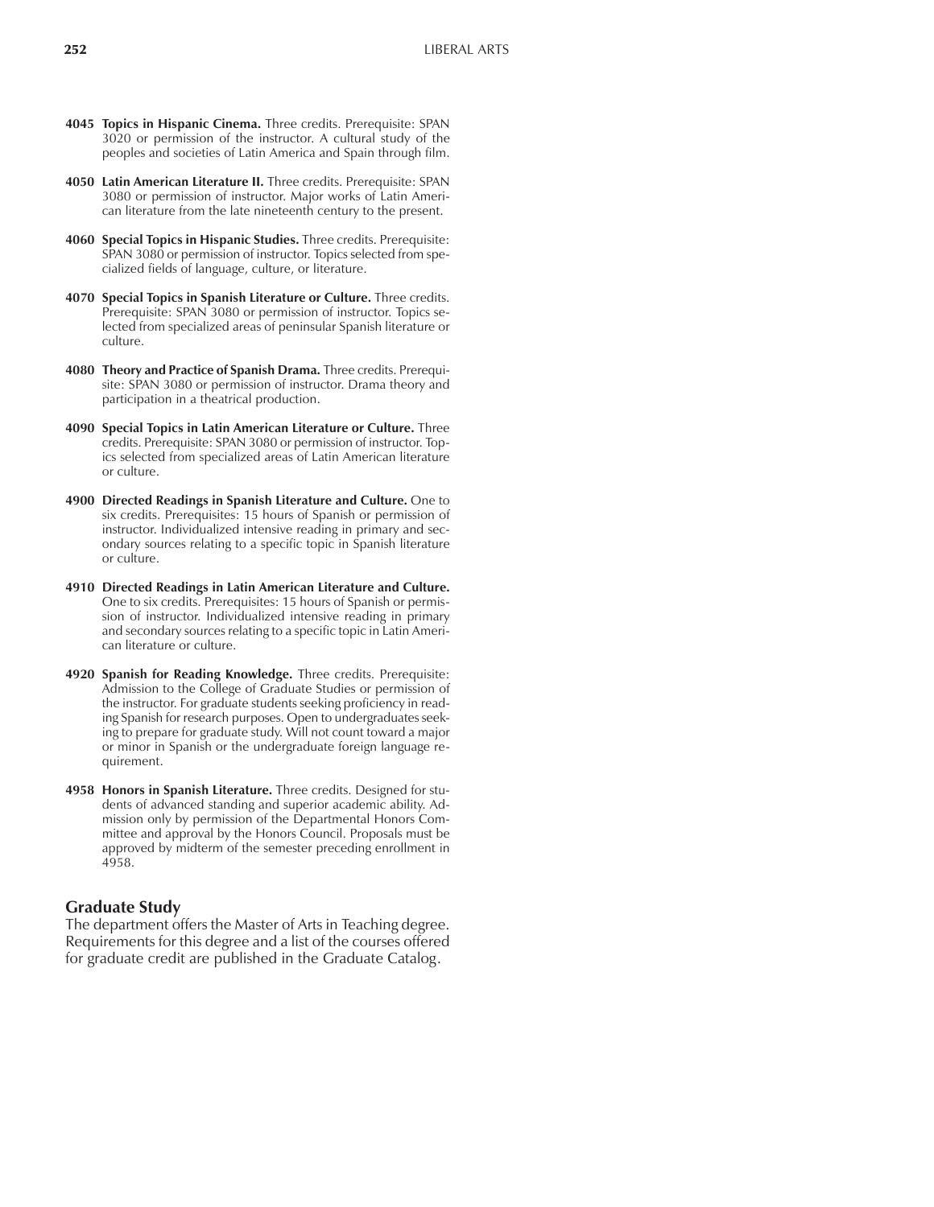**4045 Topics in Hispanic Cinema.** Three credits. Prerequisite: SPAN 3020 or permission of the instructor. A cultural study of the peoples and societies of Latin America and Spain through film.

**4050 Latin American Literature II.** Three credits. Prerequisite: SPAN 3080 or permission of instructor. Major works of Latin American literature from the late nineteenth century to the present.

**4060 Special Topics in Hispanic Studies.** Three credits. Prerequisite: SPAN 3080 or permission of instructor. Topics selected from specialized fields of language, culture, or literature.

**4070 Special Topics in Spanish Literature or Culture.** Three credits. Prerequisite: SPAN 3080 or permission of instructor. Topics selected from specialized areas of peninsular Spanish literature or culture.

**4080 Theory and Practice of Spanish Drama.** Three credits. Prerequisite: SPAN 3080 or permission of instructor. Drama theory and participation in a theatrical production.

**4090 Special Topics in Latin American Literature or Culture.** Three credits. Prerequisite: SPAN 3080 or permission of instructor. Topics selected from specialized areas of Latin American literature or culture.

**4900 Directed Readings in Spanish Literature and Culture.** One to six credits. Prerequisites: 15 hours of Spanish or permission of instructor. Individualized intensive reading in primary and secondary sources relating to a specific topic in Spanish literature or culture.

**4910 Directed Readings in Latin American Literature and Culture.** One to six credits. Prerequisites: 15 hours of Spanish or permission of instructor. Individualized intensive reading in primary and secondary sources relating to a specific topic in Latin American literature or culture.

**4920 Spanish for Reading Knowledge.** Three credits. Prerequisite: Admission to the College of Graduate Studies or permission of the instructor. For graduate students seeking proficiency in reading Spanish for research purposes. Open to undergraduates seeking to prepare for graduate study. Will not count toward a major or minor in Spanish or the undergraduate foreign language requirement.

**4958 Honors in Spanish Literature.** Three credits. Designed for students of advanced standing and superior academic ability. Admission only by permission of the Departmental Honors Committee and approval by the Honors Council. Proposals must be approved by midterm of the semester preceding enrollment in 4958.

## Graduate Study

The department offers the Master of Arts in Teaching degree. Requirements for this degree and a list of the courses offered for graduate credit are published in the Graduate Catalog.